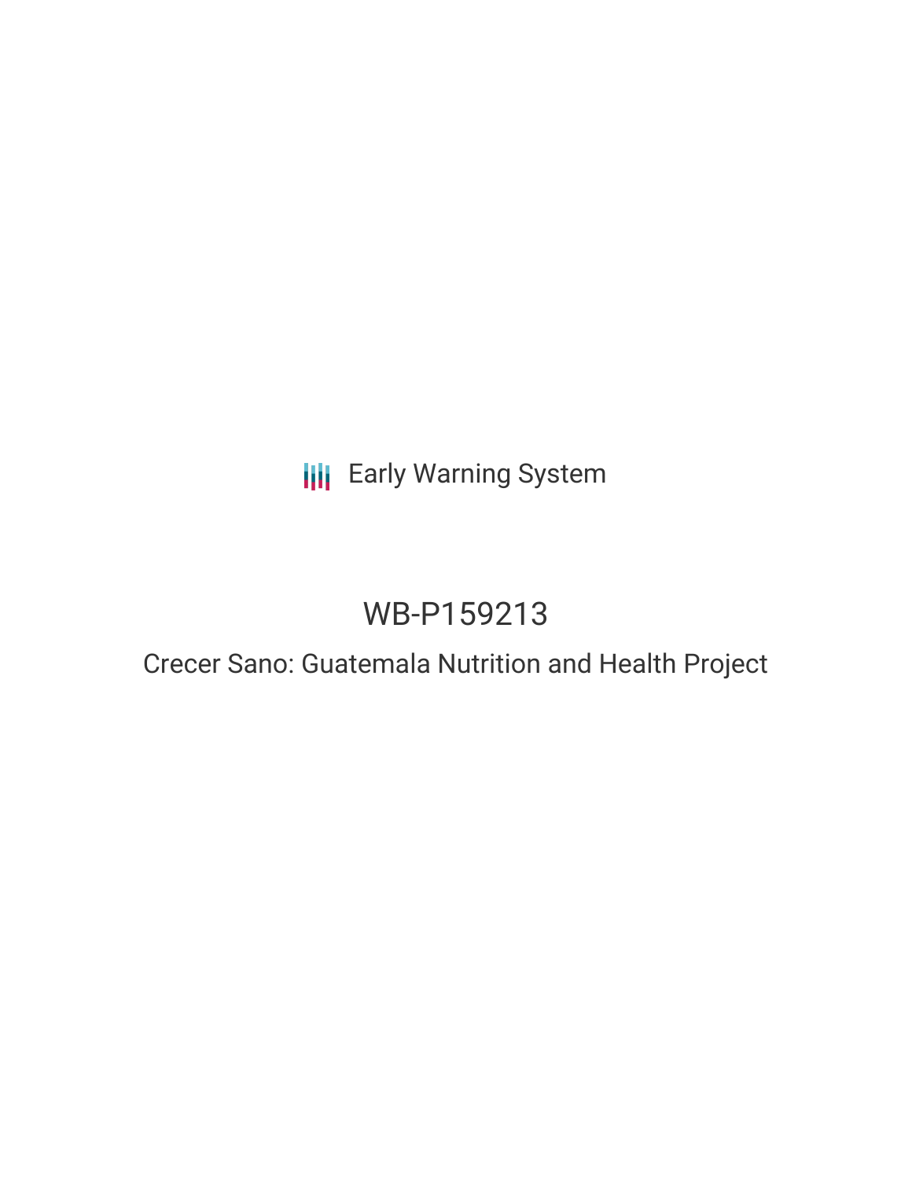Early Warning System

# WB-P159213

## Crecer Sano: Guatemala Nutrition and Health Project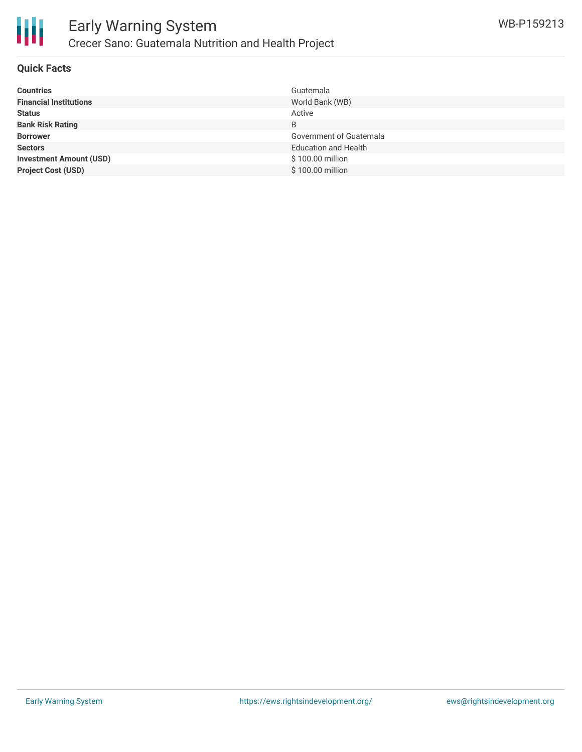## Quick Facts

| | |
|---|---|
| **Countries** | Guatemala |
| **Financial Institutions** | World Bank (WB) |
| **Status** | Active |
| **Bank Risk Rating** | B |
| **Borrower** | Government of Guatemala |
| **Sectors** | Education and Health |
| **Investment Amount (USD)** | $ 100.00 million |
| **Project Cost (USD)** | $ 100.00 million |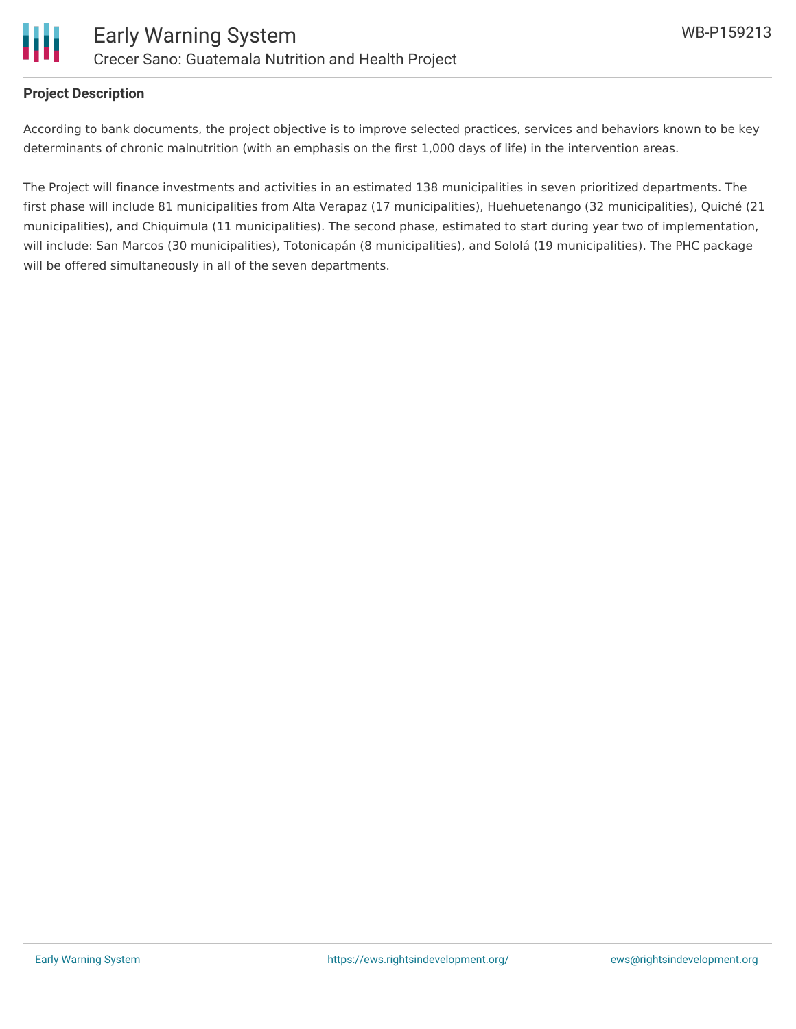**Project Description**

According to bank documents, the project objective is to improve selected practices, services and behaviors known to be key determinants of chronic malnutrition (with an emphasis on the first 1,000 days of life) in the intervention areas.

The Project will finance investments and activities in an estimated 138 municipalities in seven prioritized departments. The first phase will include 81 municipalities from Alta Verapaz (17 municipalities), Huehuetenango (32 municipalities), Quiché (21 municipalities), and Chiquimula (11 municipalities). The second phase, estimated to start during year two of implementation, will include: San Marcos (30 municipalities), Totonicapán (8 municipalities), and Sololá (19 municipalities). The PHC package will be offered simultaneously in all of the seven departments.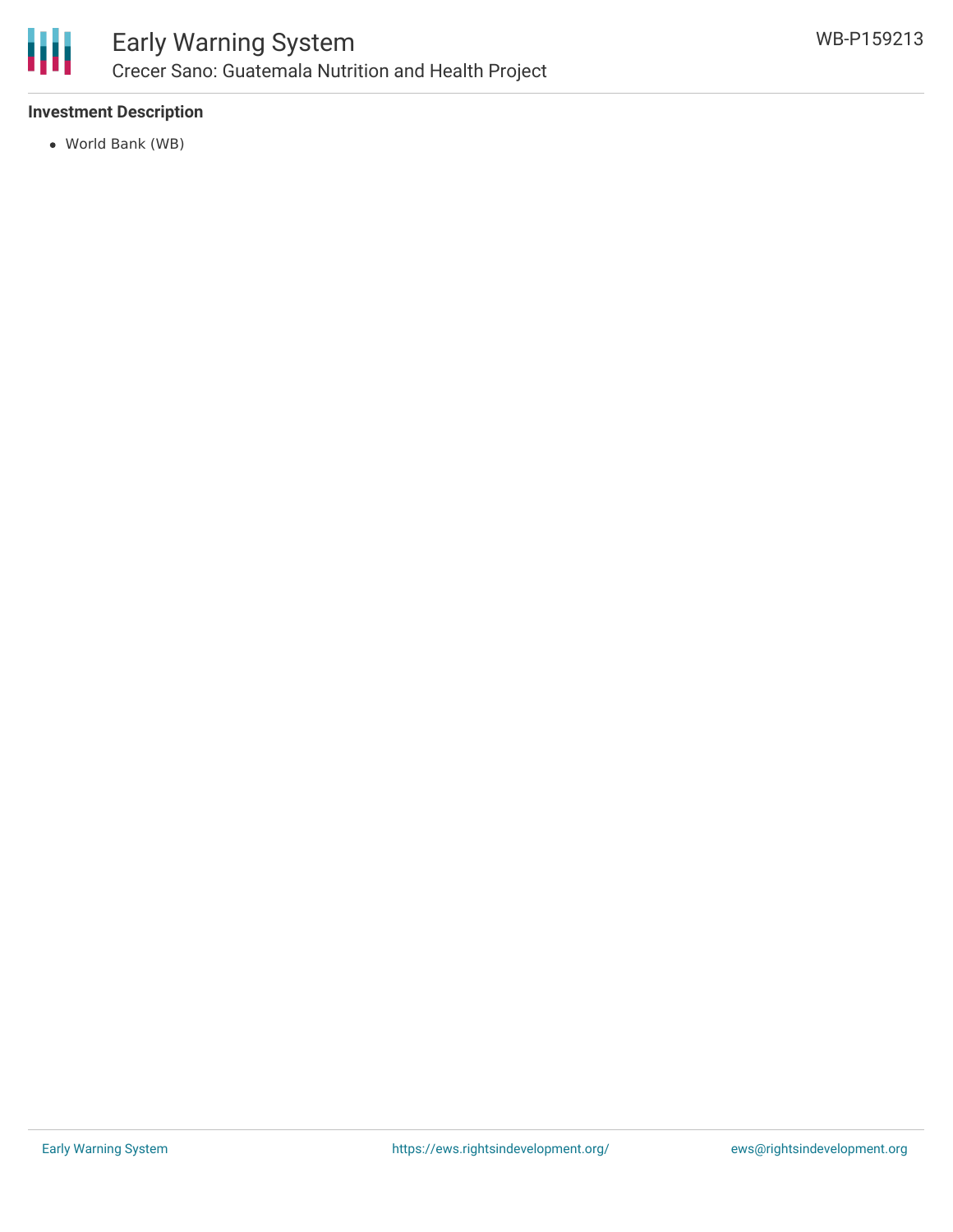### Investment Description

- World Bank (WB)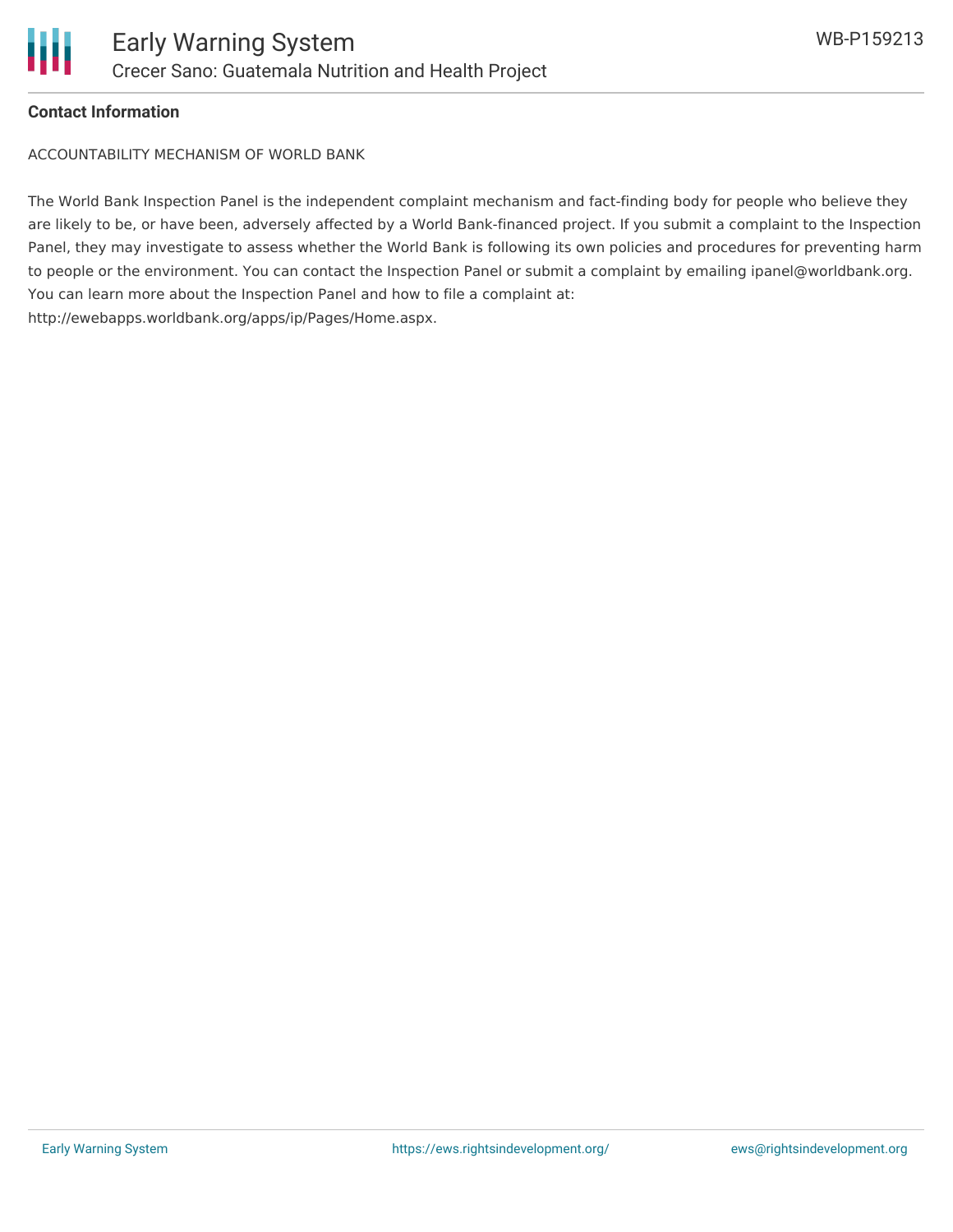**Contact Information**

ACCOUNTABILITY MECHANISM OF WORLD BANK

The World Bank Inspection Panel is the independent complaint mechanism and fact-finding body for people who believe they are likely to be, or have been, adversely affected by a World Bank-financed project. If you submit a complaint to the Inspection Panel, they may investigate to assess whether the World Bank is following its own policies and procedures for preventing harm to people or the environment. You can contact the Inspection Panel or submit a complaint by emailing ipanel@worldbank.org. You can learn more about the Inspection Panel and how to file a complaint at: http://ewebapps.worldbank.org/apps/ip/Pages/Home.aspx.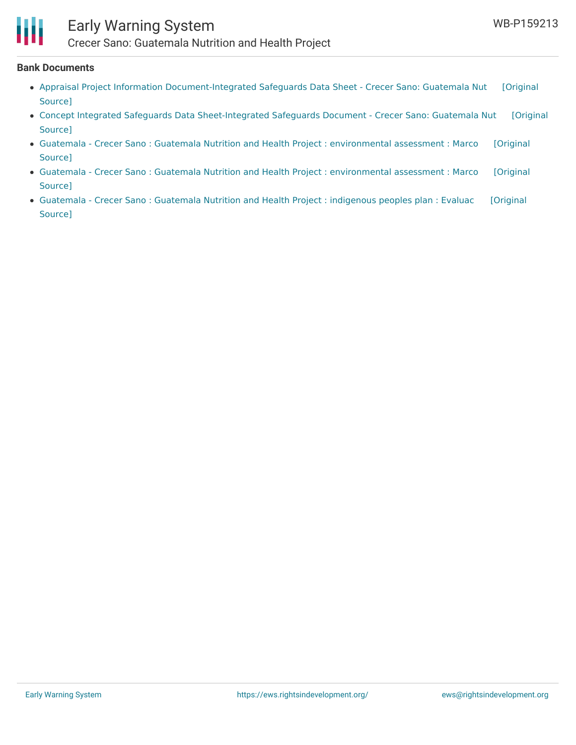**Bank Documents**

- Appraisal Project Information Document-Integrated Safeguards Data Sheet - Crecer Sano: Guatemala Nut [Original Source]
- Concept Integrated Safeguards Data Sheet-Integrated Safeguards Document - Crecer Sano: Guatemala Nut [Original Source]
- Guatemala - Crecer Sano : Guatemala Nutrition and Health Project : environmental assessment : Marco [Original Source]
- Guatemala - Crecer Sano : Guatemala Nutrition and Health Project : environmental assessment : Marco [Original Source]
- Guatemala - Crecer Sano : Guatemala Nutrition and Health Project : indigenous peoples plan : Evaluac [Original Source]